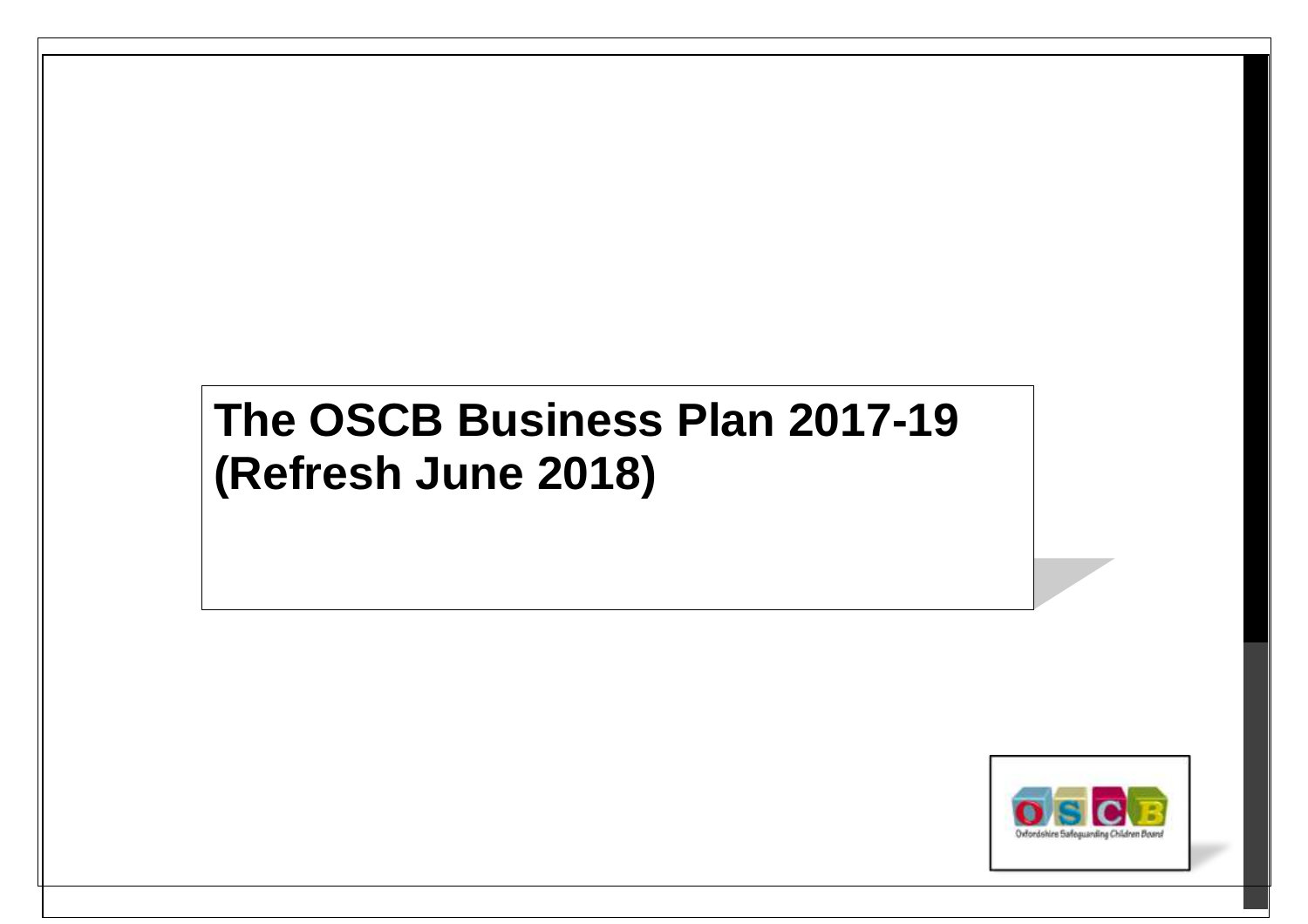# The OSCB Business Plan 2017-19 (Refresh June 2018)

Oxfordshire Safeguarding Children Board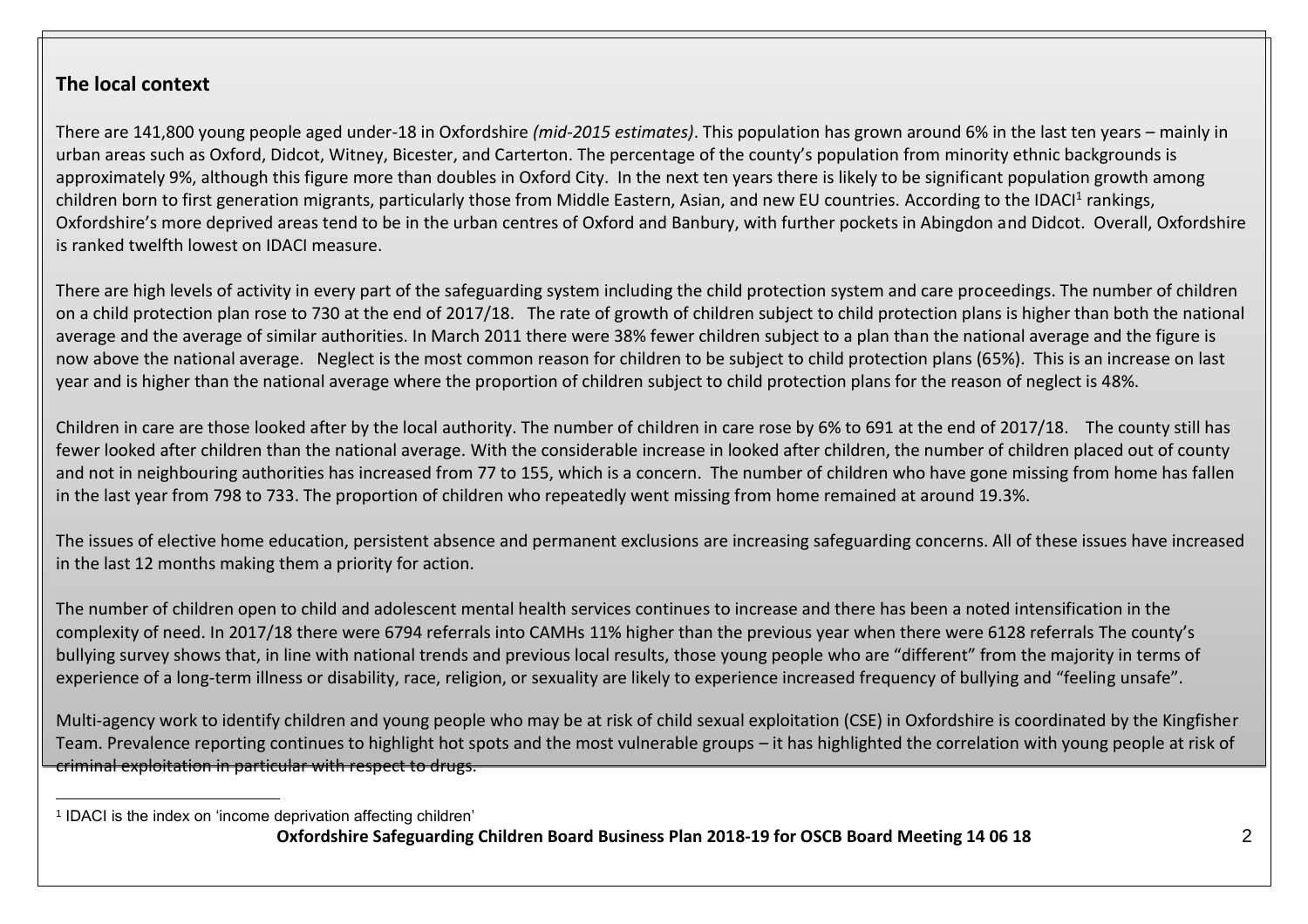## The local context

There are 141,800 young people aged under-18 in Oxfordshire *(mid-2015 estimates)*. This population has grown around 6% in the last ten years – mainly in urban areas such as Oxford, Didcot, Witney, Bicester, and Carterton. The percentage of the county's population from minority ethnic backgrounds is approximately 9%, although this figure more than doubles in Oxford City. In the next ten years there is likely to be significant population growth among children born to first generation migrants, particularly those from Middle Eastern, Asian, and new EU countries. According to the IDACI[1] rankings, Oxfordshire's more deprived areas tend to be in the urban centres of Oxford and Banbury, with further pockets in Abingdon and Didcot. Overall, Oxfordshire is ranked twelfth lowest on IDACI measure.

There are high levels of activity in every part of the safeguarding system including the child protection system and care proceedings. The number of children on a child protection plan rose to 730 at the end of 2017/18. The rate of growth of children subject to child protection plans is higher than both the national average and the average of similar authorities. In March 2011 there were 38% fewer children subject to a plan than the national average and the figure is now above the national average. Neglect is the most common reason for children to be subject to child protection plans (65%). This is an increase on last year and is higher than the national average where the proportion of children subject to child protection plans for the reason of neglect is 48%.

Children in care are those looked after by the local authority. The number of children in care rose by 6% to 691 at the end of 2017/18. The county still has fewer looked after children than the national average. With the considerable increase in looked after children, the number of children placed out of county and not in neighbouring authorities has increased from 77 to 155, which is a concern. The number of children who have gone missing from home has fallen in the last year from 798 to 733. The proportion of children who repeatedly went missing from home remained at around 19.3%.

The issues of elective home education, persistent absence and permanent exclusions are increasing safeguarding concerns. All of these issues have increased in the last 12 months making them a priority for action.

The number of children open to child and adolescent mental health services continues to increase and there has been a noted intensification in the complexity of need. In 2017/18 there were 6794 referrals into CAMHs 11% higher than the previous year when there were 6128 referrals The county's bullying survey shows that, in line with national trends and previous local results, those young people who are "different" from the majority in terms of experience of a long-term illness or disability, race, religion, or sexuality are likely to experience increased frequency of bullying and "feeling unsafe".

Multi-agency work to identify children and young people who may be at risk of child sexual exploitation (CSE) in Oxfordshire is coordinated by the Kingfisher Team. Prevalence reporting continues to highlight hot spots and the most vulnerable groups – it has highlighted the correlation with young people at risk of criminal exploitation in particular with respect to drugs.

[1] IDACI is the index on 'income deprivation affecting children'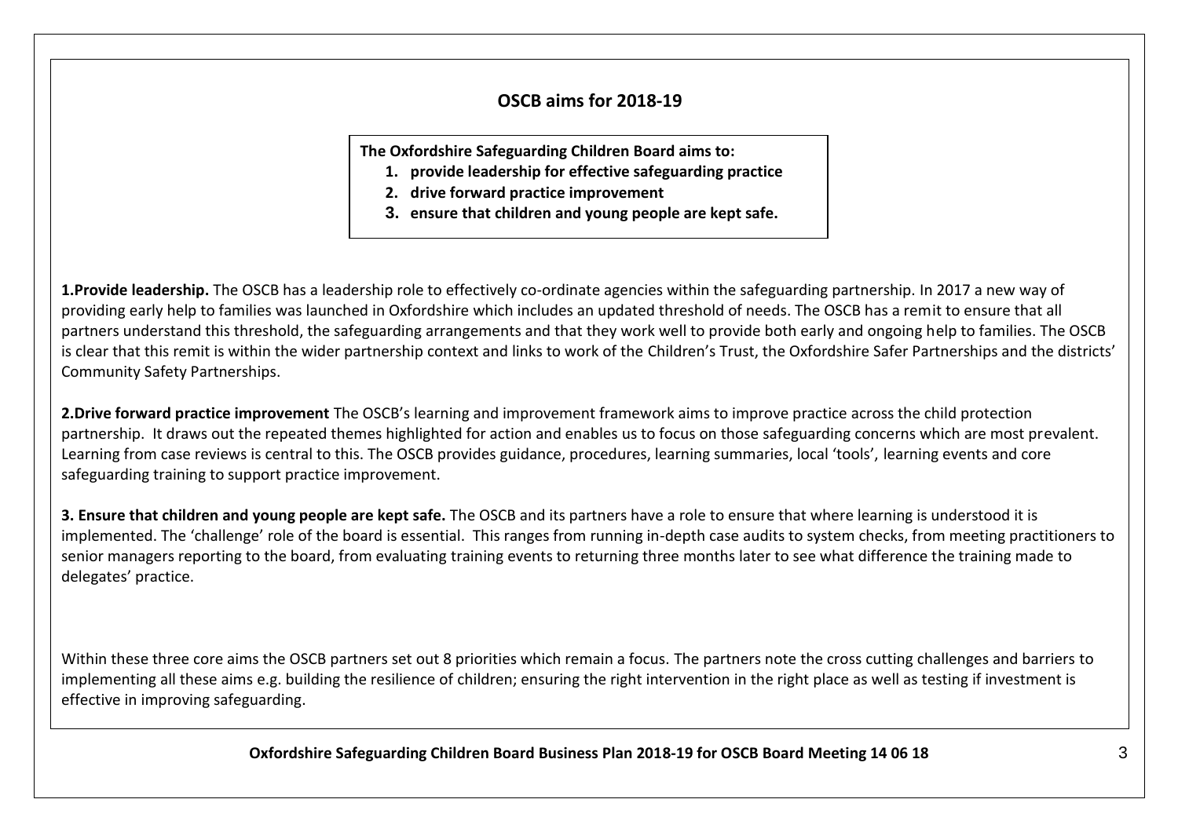## OSCB aims for 2018-19

**The Oxfordshire Safeguarding Children Board aims to:**

1. **provide leadership for effective safeguarding practice**
2. **drive forward practice improvement**
3. **ensure that children and young people are kept safe.**

**1.Provide leadership.** The OSCB has a leadership role to effectively co-ordinate agencies within the safeguarding partnership. In 2017 a new way of providing early help to families was launched in Oxfordshire which includes an updated threshold of needs. The OSCB has a remit to ensure that all partners understand this threshold, the safeguarding arrangements and that they work well to provide both early and ongoing help to families. The OSCB is clear that this remit is within the wider partnership context and links to work of the Children's Trust, the Oxfordshire Safer Partnerships and the districts' Community Safety Partnerships.

**2.Drive forward practice improvement** The OSCB's learning and improvement framework aims to improve practice across the child protection partnership. It draws out the repeated themes highlighted for action and enables us to focus on those safeguarding concerns which are most prevalent. Learning from case reviews is central to this. The OSCB provides guidance, procedures, learning summaries, local 'tools', learning events and core safeguarding training to support practice improvement.

**3. Ensure that children and young people are kept safe.** The OSCB and its partners have a role to ensure that where learning is understood it is implemented. The 'challenge' role of the board is essential. This ranges from running in-depth case audits to system checks, from meeting practitioners to senior managers reporting to the board, from evaluating training events to returning three months later to see what difference the training made to delegates' practice.

Within these three core aims the OSCB partners set out 8 priorities which remain a focus. The partners note the cross cutting challenges and barriers to implementing all these aims e.g. building the resilience of children; ensuring the right intervention in the right place as well as testing if investment is effective in improving safeguarding.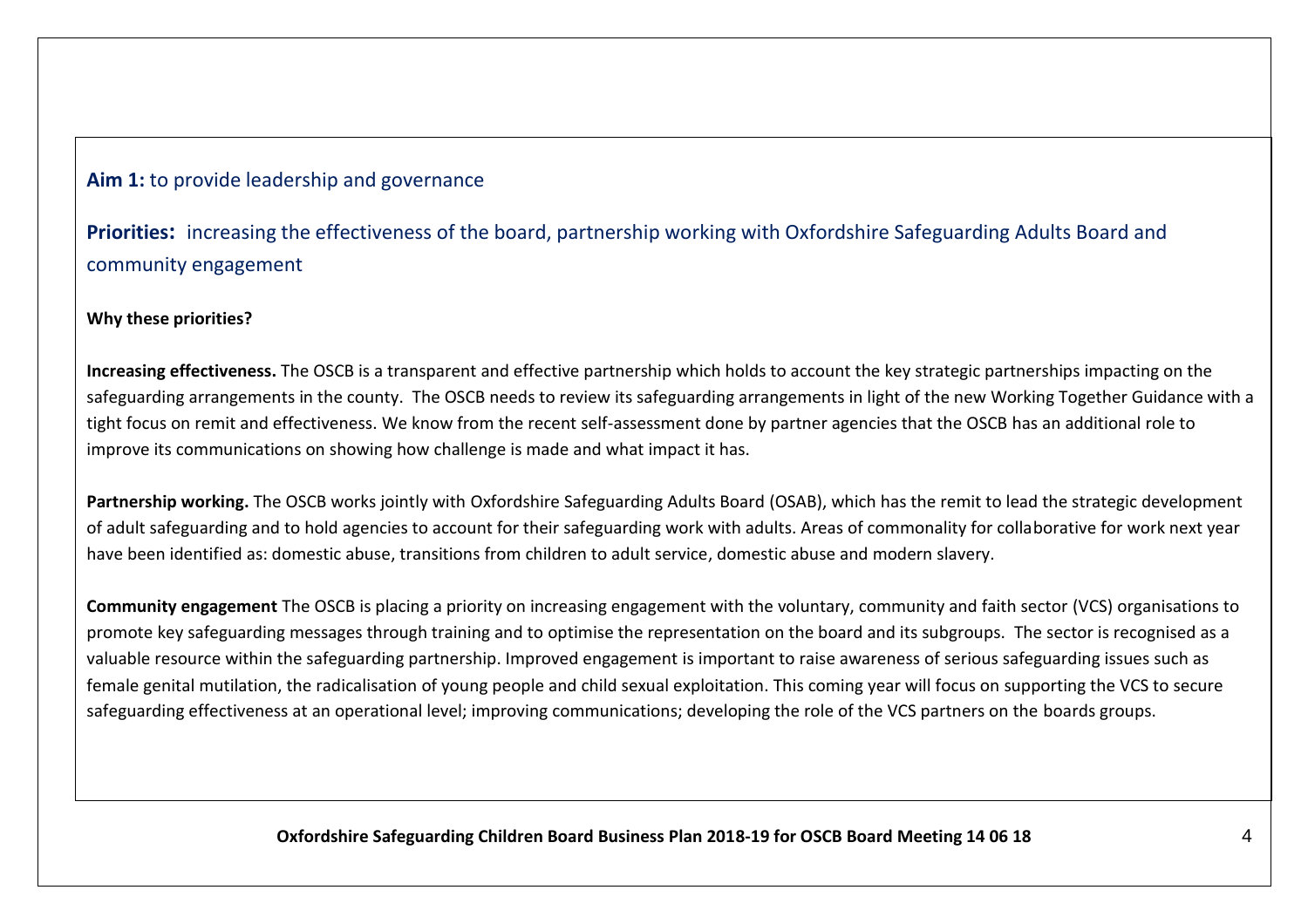**Aim 1:** to provide leadership and governance

**Priorities:** increasing the effectiveness of the board, partnership working with Oxfordshire Safeguarding Adults Board and community engagement

**Why these priorities?**

**Increasing effectiveness.** The OSCB is a transparent and effective partnership which holds to account the key strategic partnerships impacting on the safeguarding arrangements in the county. The OSCB needs to review its safeguarding arrangements in light of the new Working Together Guidance with a tight focus on remit and effectiveness. We know from the recent self-assessment done by partner agencies that the OSCB has an additional role to improve its communications on showing how challenge is made and what impact it has.

**Partnership working.** The OSCB works jointly with Oxfordshire Safeguarding Adults Board (OSAB), which has the remit to lead the strategic development of adult safeguarding and to hold agencies to account for their safeguarding work with adults. Areas of commonality for collaborative for work next year have been identified as: domestic abuse, transitions from children to adult service, domestic abuse and modern slavery.

**Community engagement** The OSCB is placing a priority on increasing engagement with the voluntary, community and faith sector (VCS) organisations to promote key safeguarding messages through training and to optimise the representation on the board and its subgroups. The sector is recognised as a valuable resource within the safeguarding partnership. Improved engagement is important to raise awareness of serious safeguarding issues such as female genital mutilation, the radicalisation of young people and child sexual exploitation. This coming year will focus on supporting the VCS to secure safeguarding effectiveness at an operational level; improving communications; developing the role of the VCS partners on the boards groups.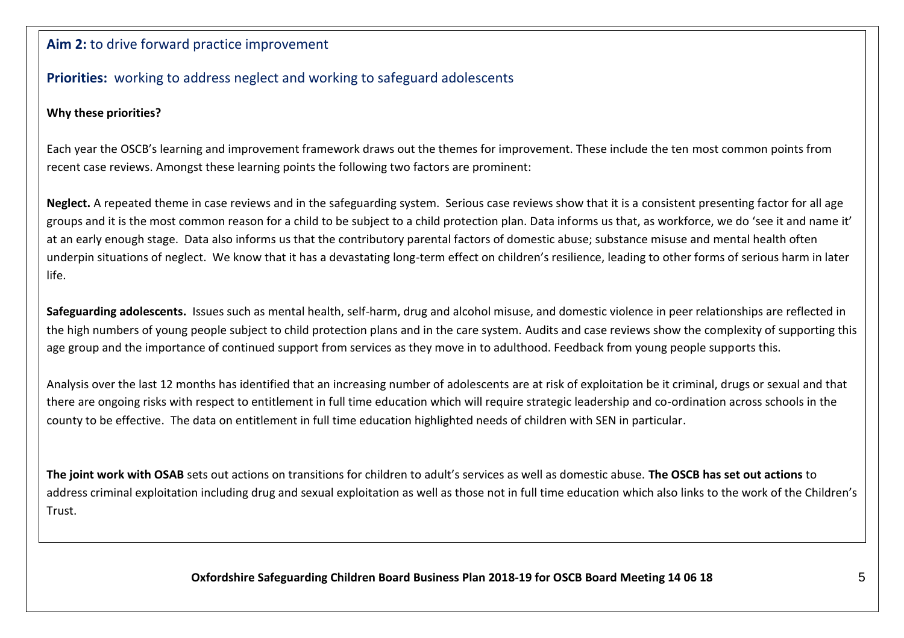**Aim 2:** to drive forward practice improvement

**Priorities:** working to address neglect and working to safeguard adolescents

**Why these priorities?**

Each year the OSCB's learning and improvement framework draws out the themes for improvement. These include the ten most common points from recent case reviews. Amongst these learning points the following two factors are prominent:

**Neglect.** A repeated theme in case reviews and in the safeguarding system. Serious case reviews show that it is a consistent presenting factor for all age groups and it is the most common reason for a child to be subject to a child protection plan. Data informs us that, as workforce, we do 'see it and name it' at an early enough stage. Data also informs us that the contributory parental factors of domestic abuse; substance misuse and mental health often underpin situations of neglect. We know that it has a devastating long-term effect on children's resilience, leading to other forms of serious harm in later life.

**Safeguarding adolescents.** Issues such as mental health, self-harm, drug and alcohol misuse, and domestic violence in peer relationships are reflected in the high numbers of young people subject to child protection plans and in the care system. Audits and case reviews show the complexity of supporting this age group and the importance of continued support from services as they move in to adulthood. Feedback from young people supports this.

Analysis over the last 12 months has identified that an increasing number of adolescents are at risk of exploitation be it criminal, drugs or sexual and that there are ongoing risks with respect to entitlement in full time education which will require strategic leadership and co-ordination across schools in the county to be effective. The data on entitlement in full time education highlighted needs of children with SEN in particular.

**The joint work with OSAB** sets out actions on transitions for children to adult's services as well as domestic abuse. **The OSCB has set out actions** to address criminal exploitation including drug and sexual exploitation as well as those not in full time education which also links to the work of the Children's Trust.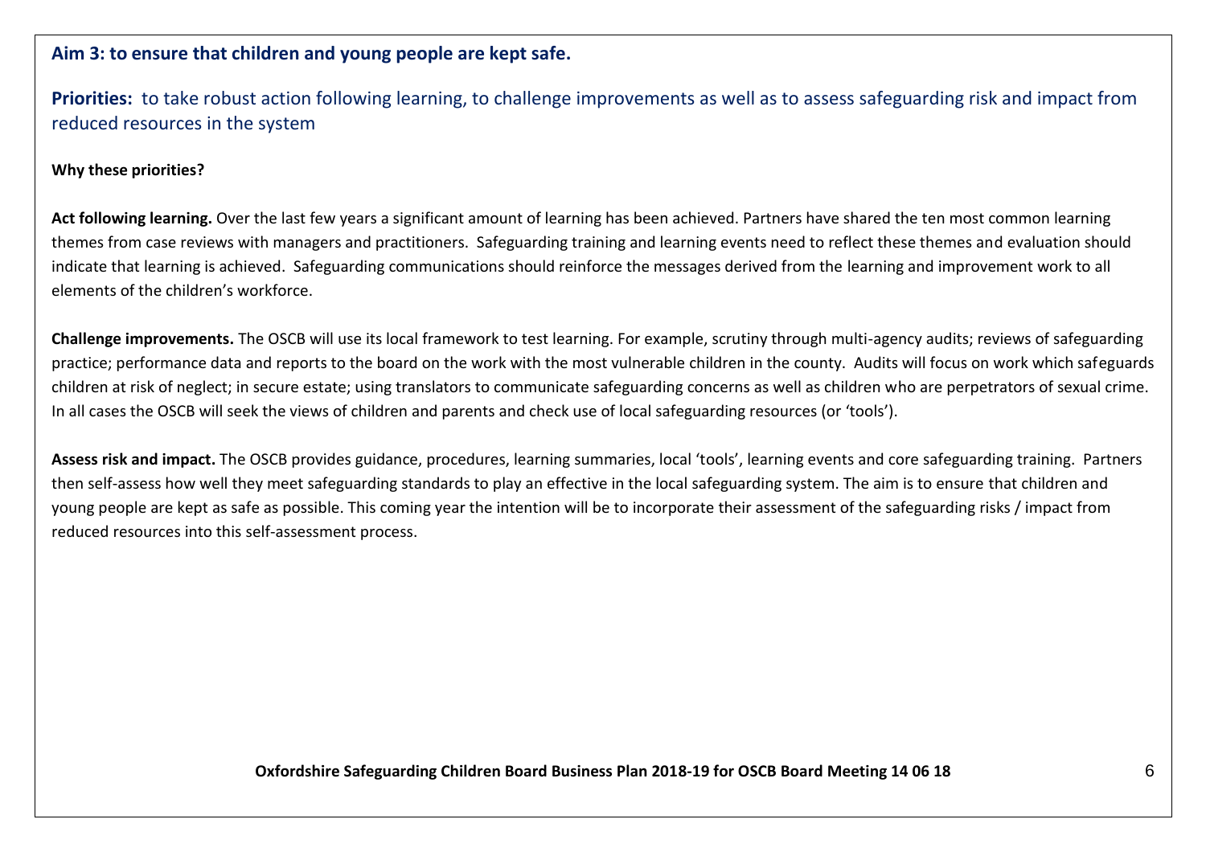## Aim 3: to ensure that children and young people are kept safe.

**Priorities:** to take robust action following learning, to challenge improvements as well as to assess safeguarding risk and impact from reduced resources in the system

**Why these priorities?**

**Act following learning.** Over the last few years a significant amount of learning has been achieved. Partners have shared the ten most common learning themes from case reviews with managers and practitioners. Safeguarding training and learning events need to reflect these themes and evaluation should indicate that learning is achieved. Safeguarding communications should reinforce the messages derived from the learning and improvement work to all elements of the children's workforce.

**Challenge improvements.** The OSCB will use its local framework to test learning. For example, scrutiny through multi-agency audits; reviews of safeguarding practice; performance data and reports to the board on the work with the most vulnerable children in the county. Audits will focus on work which safeguards children at risk of neglect; in secure estate; using translators to communicate safeguarding concerns as well as children who are perpetrators of sexual crime. In all cases the OSCB will seek the views of children and parents and check use of local safeguarding resources (or 'tools').

**Assess risk and impact.** The OSCB provides guidance, procedures, learning summaries, local 'tools', learning events and core safeguarding training. Partners then self-assess how well they meet safeguarding standards to play an effective in the local safeguarding system. The aim is to ensure that children and young people are kept as safe as possible. This coming year the intention will be to incorporate their assessment of the safeguarding risks / impact from reduced resources into this self-assessment process.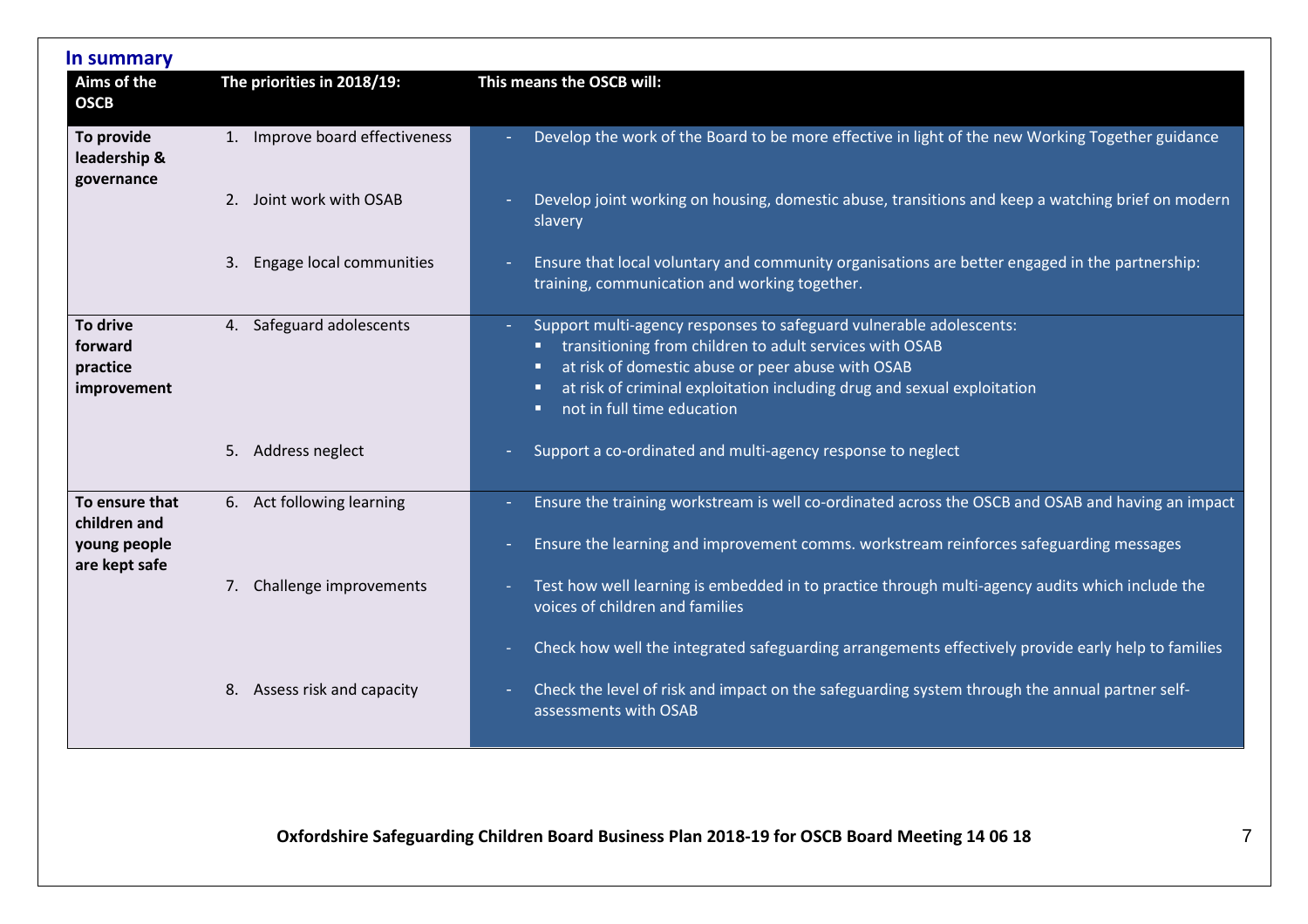## In summary

| Aims of the OSCB | The priorities in 2018/19: | This means the OSCB will: |
|---|---|---|
| **To provide leadership & governance** | 1. Improve board effectiveness | - Develop the work of the Board to be more effective in light of the new Working Together guidance |
| | 2. Joint work with OSAB | - Develop joint working on housing, domestic abuse, transitions and keep a watching brief on modern slavery |
| | 3. Engage local communities | - Ensure that local voluntary and community organisations are better engaged in the partnership: training, communication and working together. |
| **To drive forward practice improvement** | 4. Safeguard adolescents | - Support multi-agency responses to safeguard vulnerable adolescents: ▪ transitioning from children to adult services with OSAB ▪ at risk of domestic abuse or peer abuse with OSAB ▪ at risk of criminal exploitation including drug and sexual exploitation ▪ not in full time education |
| | 5. Address neglect | - Support a co-ordinated and multi-agency response to neglect |
| **To ensure that children and young people are kept safe** | 6. Act following learning | - Ensure the training workstream is well co-ordinated across the OSCB and OSAB and having an impact<br>- Ensure the learning and improvement comms. workstream reinforces safeguarding messages |
| | 7. Challenge improvements | - Test how well learning is embedded in to practice through multi-agency audits which include the voices of children and families<br>- Check how well the integrated safeguarding arrangements effectively provide early help to families |
| | 8. Assess risk and capacity | - Check the level of risk and impact on the safeguarding system through the annual partner self-assessments with OSAB |